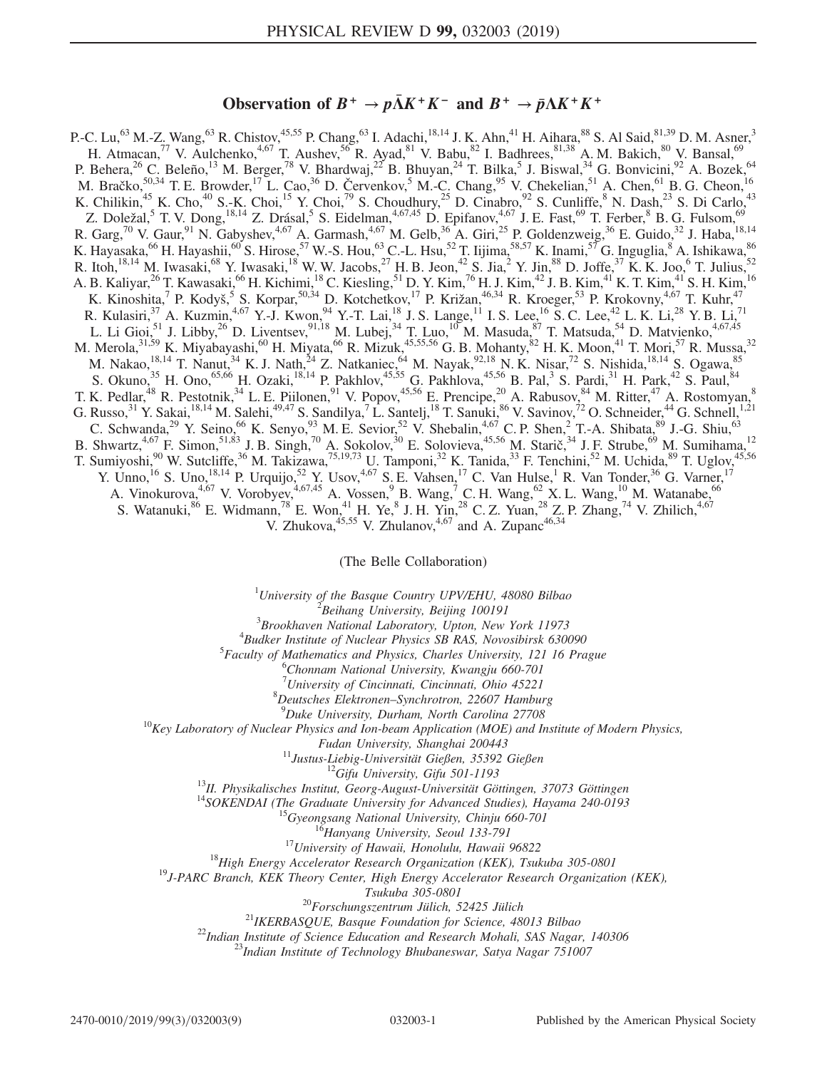# Observation of $B^+ \to p\bar{\Lambda}K^+K^-$ and $B^+ \to \bar{p}\Lambda K^+K^+$

P.-C. Lu,[63] M.-Z. Wang,[63] R. Chistov,[45,55] P. Chang,[63] I. Adachi,[18,14] J. K. Ahn,[41] H. Aihara,[88] S. Al Said,[81,39] D. M. Asner,[3] H. Atmacan,[77] V. Aulchenko,[4,67] T. Aushev,[56] R. Ayad,[81] V. Babu,[82] I. Badhrees,[81,38] A. M. Bakich,[80] V. Bansal,[69] P. Behera,[26] C. Beleño,[13] M. Berger,[78] V. Bhardwaj,[22] B. Bhuyan,[24] T. Bilka,[5] J. Biswal,[34] G. Bonvicini,[92] A. Bozek,[64] M. Bračko,[50,34] T. E. Browder,[17] L. Cao,[36] D. Červenkov,[5] M.-C. Chang,[95] V. Chekelian,[51] A. Chen,[61] B. G. Cheon,[16] K. Chilikin,[45] K. Cho,[40] S.-K. Choi,[15] Y. Choi,[79] S. Choudhury,[25] D. Cinabro,[92] S. Cunliffe,[8] N. Dash,[23] S. Di Carlo,[43] Z. Doležal,[5] T. V. Dong,[18,14] Z. Drásal,[5] S. Eidelman,[4,67,45] D. Epifanov,[4,67] J. E. Fast,[69] T. Ferber,[8] B. G. Fulsom,[69] R. Garg,[70] V. Gaur,[91] N. Gabyshev,[4,67] A. Garmash,[4,67] M. Gelb,[36] A. Giri,[25] P. Goldenzweig,[36] E. Guido,[32] J. Haba,[18,14] K. Hayasaka,[66] H. Hayashii,[60] S. Hirose,[57] W.-S. Hou,[63] C.-L. Hsu,[52] T. Iijima,[58,57] K. Inami,[57] G. Inguglia,[8] A. Ishikawa,[86] R. Itoh,[18,14] M. Iwasaki,[68] Y. Iwasaki,[18] W. W. Jacobs,[27] H. B. Jeon,[42] S. Jia,[2] Y. Jin,[88] D. Joffe,[37] K. K. Joo,[6] T. Julius,[52] A. B. Kaliyar,[26] T. Kawasaki,[66] H. Kichimi,[18] C. Kiesling,[51] D. Y. Kim,[76] H. J. Kim,[42] J. B. Kim,[41] K. T. Kim,[41] S. H. Kim,[16] K. Kinoshita,[7] P. Kodyš,[5] S. Korpar,[50,34] D. Kotchetkov,[17] P. Križan,[46,34] R. Kroeger,[53] P. Krokovny,[4,67] T. Kuhr,[47] R. Kulasiri,[37] A. Kuzmin,[4,67] Y.-J. Kwon,[94] Y.-T. Lai,[18] J. S. Lange,[11] I. S. Lee,[16] S. C. Lee,[42] L. K. Li,[28] Y. B. Li,[71] L. Li Gioi,[51] J. Libby,[26] D. Liventsev,[91,18] M. Lubej,[34] T. Luo,[10] M. Masuda,[87] T. Matsuda,[54] D. Matvienko,[4,67,45] M. Merola,[31,59] K. Miyabayashi,[60] H. Miyata,[66] R. Mizuk,[45,55,56] G. B. Mohanty,[82] H. K. Moon,[41] T. Mori,[57] R. Mussa,[32] M. Nakao,[18,14] T. Nanut,[34] K. J. Nath,[24] Z. Natkaniec,[64] M. Nayak,[92,18] N. K. Nisar,[72] S. Nishida,[18,14] S. Ogawa,[85] S. Okuno,[35] H. Ono,[65,66] H. Ozaki,[18,14] P. Pakhlov,[45,55] G. Pakhlova,[45,56] B. Pal,[3] S. Pardi,[31] H. Park,[42] S. Paul,[84] T. K. Pedlar,[48] R. Pestotnik,[34] L. E. Piilonen,[91] V. Popov,[45,56] E. Prencipe,[20] A. Rabusov,[84] M. Ritter,[47] A. Rostomyan,[8] G. Russo,[31] Y. Sakai,[18,14] M. Salehi,[49,47] S. Sandilya,[7] L. Santelj,[18] T. Sanuki,[86] V. Savinov,[72] O. Schneider,[44] G. Schnell,[1,21] C. Schwanda,[29] Y. Seino,[66] K. Senyo,[93] M. E. Sevior,[52] V. Shebalin,[4,67] C. P. Shen,[2] T.-A. Shibata,[89] J.-G. Shiu,[63] B. Shwartz,[4,67] F. Simon,[51,83] J. B. Singh,[70] A. Sokolov,[30] E. Solovieva,[45,56] M. Starič,[34] J. F. Strube,[69] M. Sumihama,[12] T. Sumiyoshi,[90] W. Sutcliffe,[36] M. Takizawa,[75,19,73] U. Tamponi,[32] K. Tanida,[33] F. Tenchini,[52] M. Uchida,[89] T. Uglov,[45,56] Y. Unno,[16] S. Uno,[18,14] P. Urquijo,[52] Y. Usov,[4,67] S. E. Vahsen,[17] C. Van Hulse,[1] R. Van Tonder,[36] G. Varner,[17] A. Vinokurova,[4,67] V. Vorobyev,[4,67,45] A. Vossen,[9] B. Wang,[7] C. H. Wang,[62] X. L. Wang,[10] M. Watanabe,[66] S. Watanuki,[86] E. Widmann,[78] E. Won,[41] H. Ye,[8] J. H. Yin,[28] C. Z. Yuan,[28] Z. P. Zhang,[74] V. Zhilich,[4,67] V. Zhukova,[45,55] V. Zhulanov,[4,67] and A. Zupanc[46,34]

(The Belle Collaboration)

[1]*University of the Basque Country UPV/EHU, 48080 Bilbao*
[2]*Beihang University, Beijing 100191*
[3]*Brookhaven National Laboratory, Upton, New York 11973*
[4]*Budker Institute of Nuclear Physics SB RAS, Novosibirsk 630090*
[5]*Faculty of Mathematics and Physics, Charles University, 121 16 Prague*
[6]*Chonnam National University, Kwangju 660-701*
[7]*University of Cincinnati, Cincinnati, Ohio 45221*
[8]*Deutsches Elektronen–Synchrotron, 22607 Hamburg*
[9]*Duke University, Durham, North Carolina 27708*
[10]*Key Laboratory of Nuclear Physics and Ion-beam Application (MOE) and Institute of Modern Physics, Fudan University, Shanghai 200443*
[11]*Justus-Liebig-Universität Gießen, 35392 Gießen*
[12]*Gifu University, Gifu 501-1193*
[13]*II. Physikalisches Institut, Georg-August-Universität Göttingen, 37073 Göttingen*
[14]*SOKENDAI (The Graduate University for Advanced Studies), Hayama 240-0193*
[15]*Gyeongsang National University, Chinju 660-701*
[16]*Hanyang University, Seoul 133-791*
[17]*University of Hawaii, Honolulu, Hawaii 96822*
[18]*High Energy Accelerator Research Organization (KEK), Tsukuba 305-0801*
[19]*J-PARC Branch, KEK Theory Center, High Energy Accelerator Research Organization (KEK), Tsukuba 305-0801*
[20]*Forschungszentrum Jülich, 52425 Jülich*
[21]*IKERBASQUE, Basque Foundation for Science, 48013 Bilbao*
[22]*Indian Institute of Science Education and Research Mohali, SAS Nagar, 140306*
[23]*Indian Institute of Technology Bhubaneswar, Satya Nagar 751007*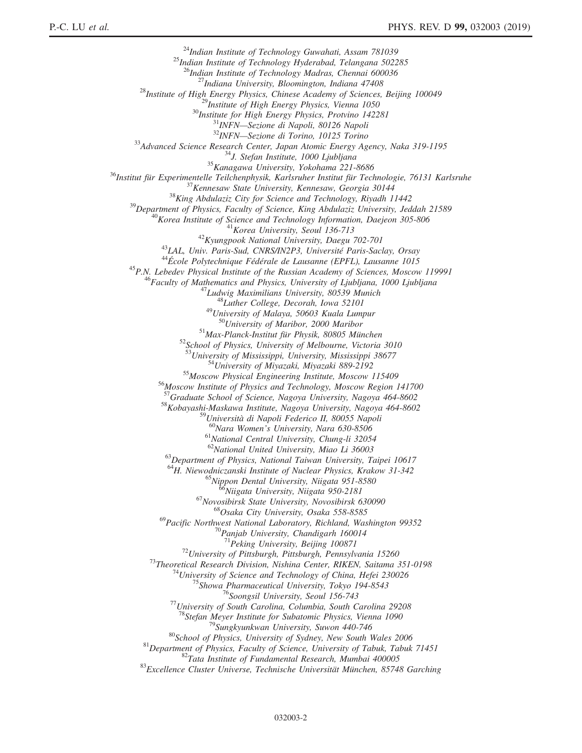[24]Indian Institute of Technology Guwahati, Assam 781039
[25]Indian Institute of Technology Hyderabad, Telangana 502285
[26]Indian Institute of Technology Madras, Chennai 600036
[27]Indiana University, Bloomington, Indiana 47408
[28]Institute of High Energy Physics, Chinese Academy of Sciences, Beijing 100049
[29]Institute of High Energy Physics, Vienna 1050
[30]Institute for High Energy Physics, Protvino 142281
[31]INFN—Sezione di Napoli, 80126 Napoli
[32]INFN—Sezione di Torino, 10125 Torino
[33]Advanced Science Research Center, Japan Atomic Energy Agency, Naka 319-1195
[34]J. Stefan Institute, 1000 Ljubljana
[35]Kanagawa University, Yokohama 221-8686
[36]Institut für Experimentelle Teilchenphysik, Karlsruher Institut für Technologie, 76131 Karlsruhe
[37]Kennesaw State University, Kennesaw, Georgia 30144
[38]King Abdulaziz City for Science and Technology, Riyadh 11442
[39]Department of Physics, Faculty of Science, King Abdulaziz University, Jeddah 21589
[40]Korea Institute of Science and Technology Information, Daejeon 305-806
[41]Korea University, Seoul 136-713
[42]Kyungpook National University, Daegu 702-701
[43]LAL, Univ. Paris-Sud, CNRS/IN2P3, Université Paris-Saclay, Orsay
[44]École Polytechnique Fédérale de Lausanne (EPFL), Lausanne 1015
[45]P.N. Lebedev Physical Institute of the Russian Academy of Sciences, Moscow 119991
[46]Faculty of Mathematics and Physics, University of Ljubljana, 1000 Ljubljana
[47]Ludwig Maximilians University, 80539 Munich
[48]Luther College, Decorah, Iowa 52101
[49]University of Malaya, 50603 Kuala Lumpur
[50]University of Maribor, 2000 Maribor
[51]Max-Planck-Institut für Physik, 80805 München
[52]School of Physics, University of Melbourne, Victoria 3010
[53]University of Mississippi, University, Mississippi 38677
[54]University of Miyazaki, Miyazaki 889-2192
[55]Moscow Physical Engineering Institute, Moscow 115409
[56]Moscow Institute of Physics and Technology, Moscow Region 141700
[57]Graduate School of Science, Nagoya University, Nagoya 464-8602
[58]Kobayashi-Maskawa Institute, Nagoya University, Nagoya 464-8602
[59]Università di Napoli Federico II, 80055 Napoli
[60]Nara Women's University, Nara 630-8506
[61]National Central University, Chung-li 32054
[62]National United University, Miao Li 36003
[63]Department of Physics, National Taiwan University, Taipei 10617
[64]H. Niewodniczanski Institute of Nuclear Physics, Krakow 31-342
[65]Nippon Dental University, Niigata 951-8580
[66]Niigata University, Niigata 950-2181
[67]Novosibirsk State University, Novosibirsk 630090
[68]Osaka City University, Osaka 558-8585
[69]Pacific Northwest National Laboratory, Richland, Washington 99352
[70]Panjab University, Chandigarh 160014
[71]Peking University, Beijing 100871
[72]University of Pittsburgh, Pittsburgh, Pennsylvania 15260
[73]Theoretical Research Division, Nishina Center, RIKEN, Saitama 351-0198
[74]University of Science and Technology of China, Hefei 230026
[75]Showa Pharmaceutical University, Tokyo 194-8543
[76]Soongsil University, Seoul 156-743
[77]University of South Carolina, Columbia, South Carolina 29208
[78]Stefan Meyer Institute for Subatomic Physics, Vienna 1090
[79]Sungkyunkwan University, Suwon 440-746
[80]School of Physics, University of Sydney, New South Wales 2006
[81]Department of Physics, Faculty of Science, University of Tabuk, Tabuk 71451
[82]Tata Institute of Fundamental Research, Mumbai 400005
[83]Excellence Cluster Universe, Technische Universität München, 85748 Garching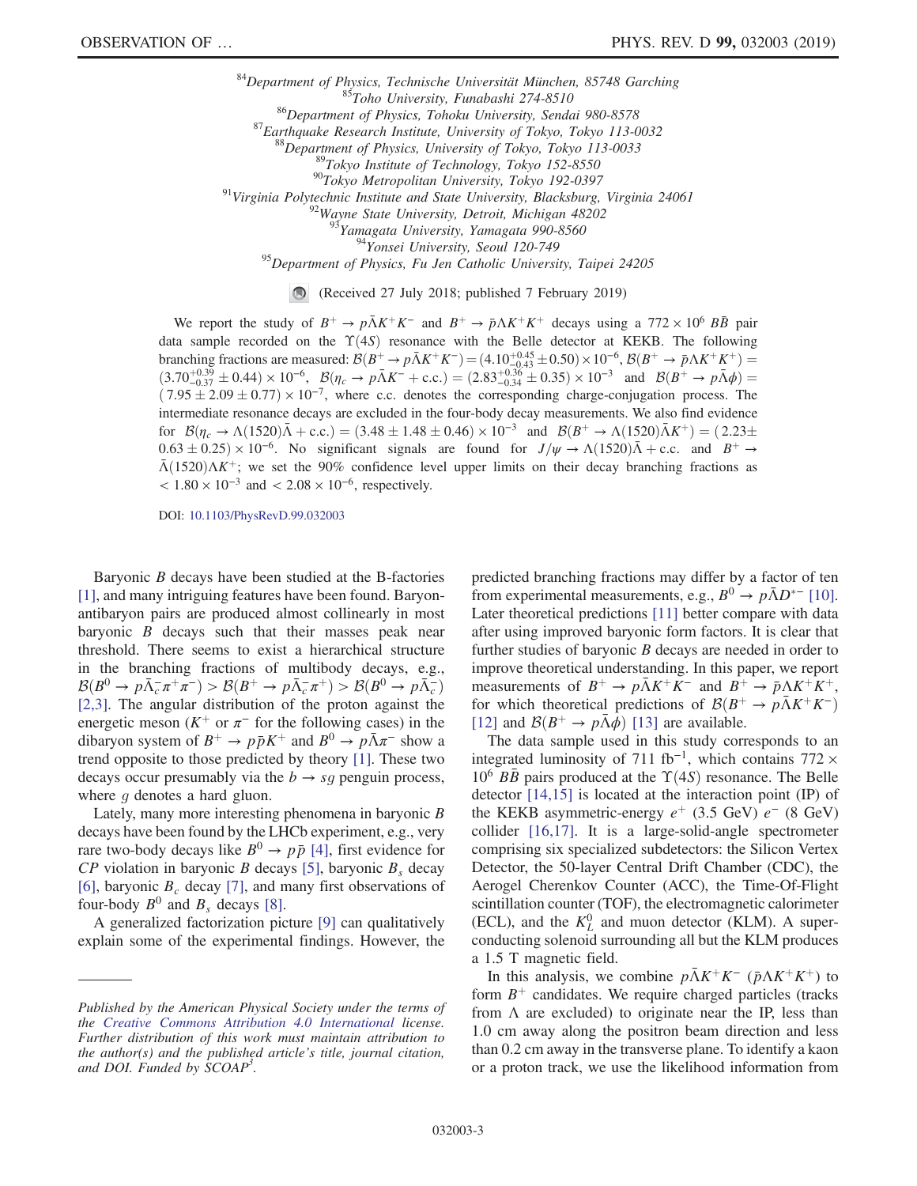[84]Department of Physics, Technische Universität München, 85748 Garching
[85]Toho University, Funabashi 274-8510
[86]Department of Physics, Tohoku University, Sendai 980-8578
[87]Earthquake Research Institute, University of Tokyo, Tokyo 113-0032
[88]Department of Physics, University of Tokyo, Tokyo 113-0033
[89]Tokyo Institute of Technology, Tokyo 152-8550
[90]Tokyo Metropolitan University, Tokyo 192-0397
[91]Virginia Polytechnic Institute and State University, Blacksburg, Virginia 24061
[92]Wayne State University, Detroit, Michigan 48202
[93]Yamagata University, Yamagata 990-8560
[94]Yonsei University, Seoul 120-749
[95]Department of Physics, Fu Jen Catholic University, Taipei 24205

(Received 27 July 2018; published 7 February 2019)

We report the study of $B^+ \to p\bar{\Lambda}K^+K^-$ and $B^+ \to \bar{p}\Lambda K^+K^+$ decays using a $772 \times 10^6$ $B\bar{B}$ pair data sample recorded on the $\Upsilon(4S)$ resonance with the Belle detector at KEKB. The following branching fractions are measured: $\mathcal{B}(B^+ \to p\bar{\Lambda}K^+K^-) = (4.10^{+0.45}_{-0.43} \pm 0.50) \times 10^{-6}$, $\mathcal{B}(B^+ \to \bar{p}\Lambda K^+K^+) = (3.70^{+0.39}_{-0.37} \pm 0.44) \times 10^{-6}$, $\mathcal{B}(\eta_c \to p\bar{\Lambda}K^- + \text{c.c.}) = (2.83^{+0.36}_{-0.34} \pm 0.35) \times 10^{-3}$ and $\mathcal{B}(B^+ \to p\bar{\Lambda}\phi) = (7.95 \pm 2.09 \pm 0.77) \times 10^{-7}$, where c.c. denotes the corresponding charge-conjugation process. The intermediate resonance decays are excluded in the four-body decay measurements. We also find evidence for $\mathcal{B}(\eta_c \to \Lambda(1520)\bar{\Lambda} + \text{c.c.}) = (3.48 \pm 1.48 \pm 0.46) \times 10^{-3}$ and $\mathcal{B}(B^+ \to \Lambda(1520)\bar{\Lambda}K^+) = (2.23 \pm 0.63 \pm 0.25) \times 10^{-6}$. No significant signals are found for $J/\psi \to \Lambda(1520)\bar{\Lambda} + \text{c.c.}$ and $B^+ \to \bar{\Lambda}(1520)\Lambda K^+$; we set the 90% confidence level upper limits on their decay branching fractions as $< 1.80 \times 10^{-3}$ and $< 2.08 \times 10^{-6}$, respectively.

DOI: 10.1103/PhysRevD.99.032003

Baryonic $B$ decays have been studied at the B-factories [1], and many intriguing features have been found. Baryon-antibaryon pairs are produced almost collinearly in most baryonic $B$ decays such that their masses peak near threshold. There seems to exist a hierarchical structure in the branching fractions of multibody decays, e.g., $\mathcal{B}(B^0 \to p\bar{\Lambda}_c^- \pi^+\pi^-) > \mathcal{B}(B^+ \to p\bar{\Lambda}_c^- \pi^+) > \mathcal{B}(B^0 \to p\bar{\Lambda}_c^-)$ [2,3]. The angular distribution of the proton against the energetic meson ($K^+$ or $\pi^-$ for the following cases) in the dibaryon system of $B^+ \to p\bar{p}K^+$ and $B^0 \to p\bar{\Lambda}\pi^-$ show a trend opposite to those predicted by theory [1]. These two decays occur presumably via the $b \to sg$ penguin process, where $g$ denotes a hard gluon.

Lately, many more interesting phenomena in baryonic $B$ decays have been found by the LHCb experiment, e.g., very rare two-body decays like $B^0 \to p\bar{p}$ [4], first evidence for $CP$ violation in baryonic $B$ decays [5], baryonic $B_s$ decay [6], baryonic $B_c$ decay [7], and many first observations of four-body $B^0$ and $B_s$ decays [8].

A generalized factorization picture [9] can qualitatively explain some of the experimental findings. However, the predicted branching fractions may differ by a factor of ten from experimental measurements, e.g., $B^0 \to p\bar{\Lambda}D^{*-}$ [10]. Later theoretical predictions [11] better compare with data after using improved baryonic form factors. It is clear that further studies of baryonic $B$ decays are needed in order to improve theoretical understanding. In this paper, we report measurements of $B^+ \to p\bar{\Lambda}K^+K^-$ and $B^+ \to \bar{p}\Lambda K^+K^+$, for which theoretical predictions of $\mathcal{B}(B^+ \to p\bar{\Lambda}K^+K^-)$ [12] and $\mathcal{B}(B^+ \to p\bar{\Lambda}\phi)$ [13] are available.

The data sample used in this study corresponds to an integrated luminosity of 711 fb$^{-1}$, which contains $772 \times 10^6$ $B\bar{B}$ pairs produced at the $\Upsilon(4S)$ resonance. The Belle detector [14,15] is located at the interaction point (IP) of the KEKB asymmetric-energy $e^+$ (3.5 GeV) $e^-$ (8 GeV) collider [16,17]. It is a large-solid-angle spectrometer comprising six specialized subdetectors: the Silicon Vertex Detector, the 50-layer Central Drift Chamber (CDC), the Aerogel Cherenkov Counter (ACC), the Time-Of-Flight scintillation counter (TOF), the electromagnetic calorimeter (ECL), and the $K_L^0$ and muon detector (KLM). A superconducting solenoid surrounding all but the KLM produces a 1.5 T magnetic field.

In this analysis, we combine $p\bar{\Lambda}K^+K^-$ ($\bar{p}\Lambda K^+K^+$) to form $B^+$ candidates. We require charged particles (tracks from $\Lambda$ are excluded) to originate near the IP, less than 1.0 cm away along the positron beam direction and less than 0.2 cm away in the transverse plane. To identify a kaon or a proton track, we use the likelihood information from

*Published by the American Physical Society under the terms of the Creative Commons Attribution 4.0 International license. Further distribution of this work must maintain attribution to the author(s) and the published article's title, journal citation, and DOI. Funded by SCOAP[3].*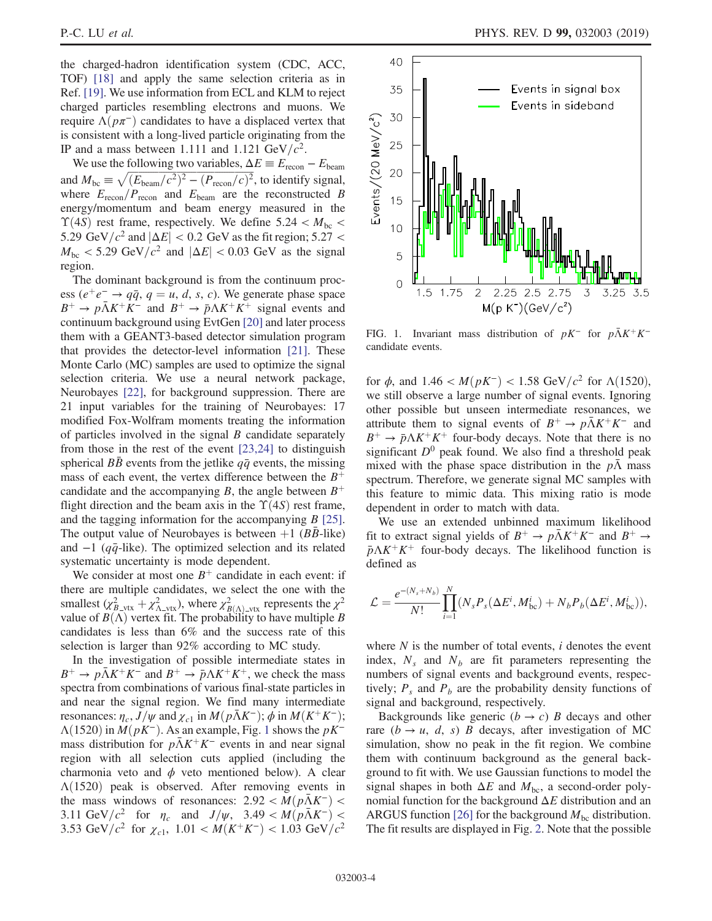the charged-hadron identification system (CDC, ACC, TOF) [18] and apply the same selection criteria as in Ref. [19]. We use information from ECL and KLM to reject charged particles resembling electrons and muons. We require $\Lambda(p\pi^-)$ candidates to have a displaced vertex that is consistent with a long-lived particle originating from the IP and a mass between 1.111 and 1.121 $\mathrm{GeV}/c^2$.

We use the following two variables, $\Delta E \equiv E_{\mathrm{recon}} - E_{\mathrm{beam}}$ and $M_{\mathrm{bc}} \equiv \sqrt{(E_{\mathrm{beam}}/c^2)^2 - (P_{\mathrm{recon}}/c)^2}$, to identify signal, where $E_{\mathrm{recon}}/P_{\mathrm{recon}}$ and $E_{\mathrm{beam}}$ are the reconstructed $B$ energy/momentum and beam energy measured in the $\Upsilon(4S)$ rest frame, respectively. We define $5.24 < M_{\mathrm{bc}} < 5.29\ \mathrm{GeV}/c^2$ and $|\Delta E| < 0.2$ GeV as the fit region; $5.27 < M_{\mathrm{bc}} < 5.29\ \mathrm{GeV}/c^2$ and $|\Delta E| < 0.03$ GeV as the signal region.

The dominant background is from the continuum process ($e^+e^- \to q\bar{q}$, $q = u, d, s, c$). We generate phase space $B^+ \to p\bar{\Lambda}K^+K^-$ and $B^+ \to \bar{p}\Lambda K^+K^+$ signal events and continuum background using EvtGen [20] and later process them with a GEANT3-based detector simulation program that provides the detector-level information [21]. These Monte Carlo (MC) samples are used to optimize the signal selection criteria. We use a neural network package, Neurobayes [22], for background suppression. There are 21 input variables for the training of Neurobayes: 17 modified Fox-Wolfram moments treating the information of particles involved in the signal $B$ candidate separately from those in the rest of the event [23,24] to distinguish spherical $B\bar{B}$ events from the jetlike $q\bar{q}$ events, the missing mass of each event, the vertex difference between the $B^+$ candidate and the accompanying $B$, the angle between $B^+$ flight direction and the beam axis in the $\Upsilon(4S)$ rest frame, and the tagging information for the accompanying $B$ [25]. The output value of Neurobayes is between $+1$ ($B\bar{B}$-like) and $-1$ ($q\bar{q}$-like). The optimized selection and its related systematic uncertainty is mode dependent.

We consider at most one $B^+$ candidate in each event: if there are multiple candidates, we select the one with the smallest ($\chi^2_{B\_\mathrm{vtx}} + \chi^2_{\Lambda\_\mathrm{vtx}}$), where $\chi^2_{B(\Lambda)\_\mathrm{vtx}}$ represents the $\chi^2$ value of $B(\Lambda)$ vertex fit. The probability to have multiple $B$ candidates is less than 6% and the success rate of this selection is larger than 92% according to MC study.

In the investigation of possible intermediate states in $B^+ \to p\bar{\Lambda}K^+K^-$ and $B^+ \to \bar{p}\Lambda K^+K^+$, we check the mass spectra from combinations of various final-state particles in and near the signal region. We find many intermediate resonances: $\eta_c$, $J/\psi$, and $\chi_{c1}$ in $M(p\bar{\Lambda}K^-)$; $\phi$ in $M(K^+K^-)$; $\Lambda(1520)$ in $M(pK^-)$. As an example, Fig. 1 shows the $pK^-$ mass distribution for $p\bar{\Lambda}K^+K^-$ events in and near signal region with all selection cuts applied (including the charmonia veto and $\phi$ veto mentioned below). A clear $\Lambda(1520)$ peak is observed. After removing events in the mass windows of resonances: $2.92 < M(p\bar{\Lambda}K^-) < 3.11\ \mathrm{GeV}/c^2$ for $\eta_c$ and $J/\psi$, $3.49 < M(p\bar{\Lambda}K^-) < 3.53\ \mathrm{GeV}/c^2$ for $\chi_{c1}$, $1.01 < M(K^+K^-) < 1.03\ \mathrm{GeV}/c^2$ for $\phi$, and $1.46 < M(pK^-) < 1.58\ \mathrm{GeV}/c^2$ for $\Lambda(1520)$, we still observe a large number of signal events. Ignoring other possible but unseen intermediate resonances, we attribute them to signal events of $B^+ \to p\bar{\Lambda}K^+K^-$ and $B^+ \to \bar{p}\Lambda K^+K^+$ four-body decays. Note that there is no significant $D^0$ peak found. We also find a threshold peak mixed with the phase space distribution in the $p\bar{\Lambda}$ mass spectrum. Therefore, we generate signal MC samples with this feature to mimic data. This mixing ratio is mode dependent in order to match with data.

FIG. 1. Invariant mass distribution of $pK^-$ for $p\bar{\Lambda}K^+K^-$ candidate events.

We use an extended unbinned maximum likelihood fit to extract signal yields of $B^+ \to p\bar{\Lambda}K^+K^-$ and $B^+ \to \bar{p}\Lambda K^+K^+$ four-body decays. The likelihood function is defined as

$$\mathcal{L} = \frac{e^{-(N_s+N_b)}}{N!}\prod_{i=1}^{N}(N_s P_s(\Delta E^i, M^i_{\mathrm{bc}}) + N_b P_b(\Delta E^i, M^i_{\mathrm{bc}})),$$

where $N$ is the number of total events, $i$ denotes the event index, $N_s$ and $N_b$ are fit parameters representing the numbers of signal events and background events, respectively; $P_s$ and $P_b$ are the probability density functions of signal and background, respectively.

Backgrounds like generic ($b \to c$) $B$ decays and other rare ($b \to u$, $d$, $s$) $B$ decays, after investigation of MC simulation, show no peak in the fit region. We combine them with continuum background as the general background to fit with. We use Gaussian functions to model the signal shapes in both $\Delta E$ and $M_{\mathrm{bc}}$, a second-order polynomial function for the background $\Delta E$ distribution and an ARGUS function [26] for the background $M_{\mathrm{bc}}$ distribution. The fit results are displayed in Fig. 2. Note that the possible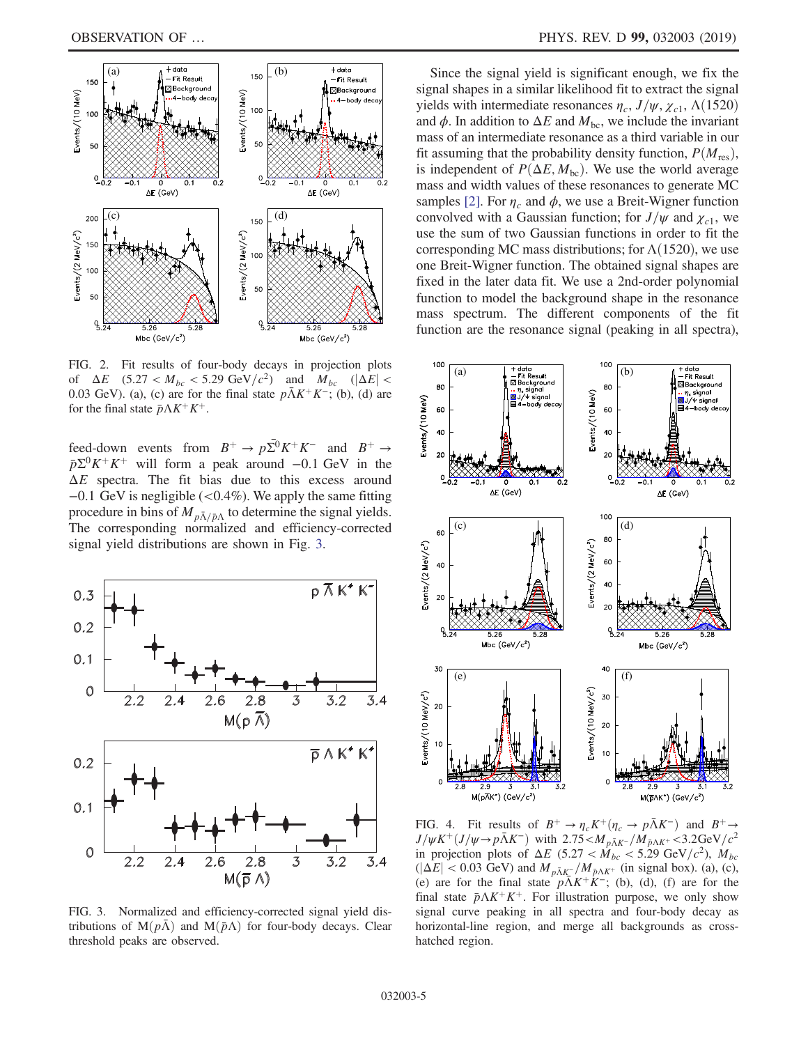FIG. 2. Fit results of four-body decays in projection plots of $\Delta E$ ($5.27 < M_{bc} < 5.29$ GeV/$c^2$) and $M_{bc}$ ($|\Delta E| < 0.03$ GeV). (a), (c) are for the final state $p\bar{\Lambda}K^+K^-$; (b), (d) are for the final state $\bar{p}\Lambda K^+K^+$.

feed-down events from $B^+ \to p\bar{\Sigma}^0K^+K^-$ and $B^+ \to \bar{p}\Sigma^0K^+K^+$ will form a peak around $-0.1$ GeV in the $\Delta E$ spectra. The fit bias due to this excess around $-0.1$ GeV is negligible ($<0.4\%$). We apply the same fitting procedure in bins of $M_{p\bar{\Lambda}/\bar{p}\Lambda}$ to determine the signal yields. The corresponding normalized and efficiency-corrected signal yield distributions are shown in Fig. 3.

FIG. 3. Normalized and efficiency-corrected signal yield distributions of M($p\bar{\Lambda}$) and M($\bar{p}\Lambda$) for four-body decays. Clear threshold peaks are observed.

Since the signal yield is significant enough, we fix the signal shapes in a similar likelihood fit to extract the signal yields with intermediate resonances $\eta_c$, $J/\psi$, $\chi_{c1}$, $\Lambda(1520)$ and $\phi$. In addition to $\Delta E$ and $M_{\rm bc}$, we include the invariant mass of an intermediate resonance as a third variable in our fit assuming that the probability density function, $P(M_{\rm res})$, is independent of $P(\Delta E, M_{\rm bc})$. We use the world average mass and width values of these resonances to generate MC samples [2]. For $\eta_c$ and $\phi$, we use a Breit-Wigner function convolved with a Gaussian function; for $J/\psi$ and $\chi_{c1}$, we use the sum of two Gaussian functions in order to fit the corresponding MC mass distributions; for $\Lambda(1520)$, we use one Breit-Wigner function. The obtained signal shapes are fixed in the later data fit. We use a 2nd-order polynomial function to model the background shape in the resonance mass spectrum. The different components of the fit function are the resonance signal (peaking in all spectra),

FIG. 4. Fit results of $B^+ \to \eta_c K^+(\eta_c \to p\bar{\Lambda}K^-)$ and $B^+ \to J/\psi K^+(J/\psi \to p\bar{\Lambda}K^-)$ with $2.75 < M_{p\bar{\Lambda}K^-}/M_{\bar{p}\Lambda K^+} < 3.2\text{GeV}/c^2$ in projection plots of $\Delta E$ ($5.27 < M_{bc} < 5.29$ GeV/$c^2$), $M_{bc}$ ($|\Delta E| < 0.03$ GeV) and $M_{p\bar{\Lambda}K^-}/M_{\bar{p}\Lambda K^+}$ (in signal box). (a), (c), (e) are for the final state $p\bar{\Lambda}K^+K^-$; (b), (d), (f) are for the final state $\bar{p}\Lambda K^+K^+$. For illustration purpose, we only show signal curve peaking in all spectra and four-body decay as horizontal-line region, and merge all backgrounds as cross-hatched region.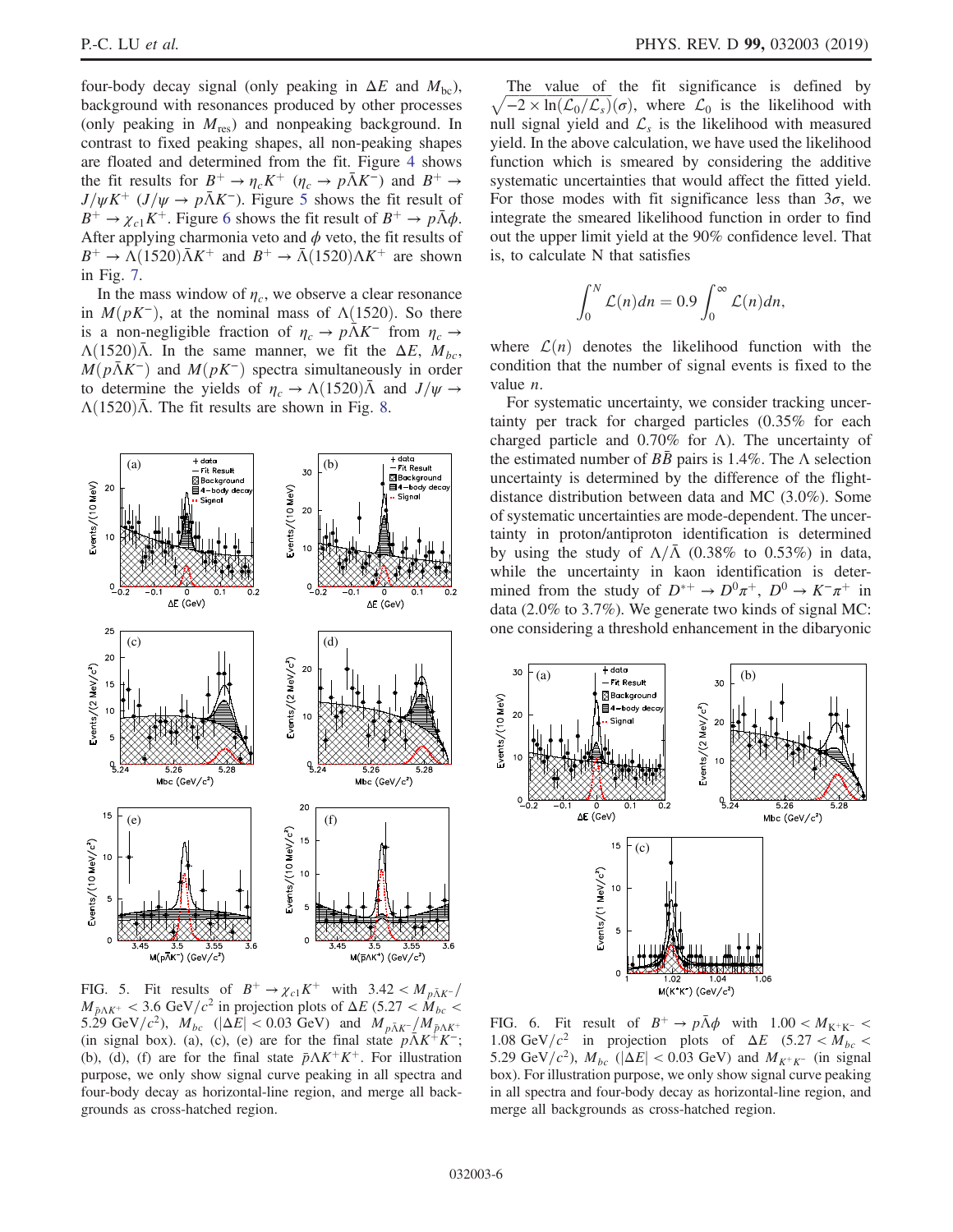four-body decay signal (only peaking in $\Delta E$ and $M_{bc}$), background with resonances produced by other processes (only peaking in $M_{res}$) and nonpeaking background. In contrast to fixed peaking shapes, all non-peaking shapes are floated and determined from the fit. Figure 4 shows the fit results for $B^+ \to \eta_c K^+$ ($\eta_c \to p\bar{\Lambda}K^-$) and $B^+ \to J/\psi K^+$ ($J/\psi \to p\bar{\Lambda}K^-$). Figure 5 shows the fit result of $B^+ \to \chi_{c1}K^+$. Figure 6 shows the fit result of $B^+ \to p\bar{\Lambda}\phi$. After applying charmonia veto and $\phi$ veto, the fit results of $B^+ \to \Lambda(1520)\bar{\Lambda}K^+$ and $B^+ \to \bar{\Lambda}(1520)\Lambda K^+$ are shown in Fig. 7.

In the mass window of $\eta_c$, we observe a clear resonance in $M(pK^-)$, at the nominal mass of $\Lambda(1520)$. So there is a non-negligible fraction of $\eta_c \to p\bar{\Lambda}K^-$ from $\eta_c \to \Lambda(1520)\bar{\Lambda}$. In the same manner, we fit the $\Delta E$, $M_{bc}$, $M(p\bar{\Lambda}K^-)$ and $M(pK^-)$ spectra simultaneously in order to determine the yields of $\eta_c \to \Lambda(1520)\bar{\Lambda}$ and $J/\psi \to \Lambda(1520)\bar{\Lambda}$. The fit results are shown in Fig. 8.

FIG. 5. Fit results of $B^+ \to \chi_{c1}K^+$ with $3.42 < M_{p\bar{\Lambda}K^-}/M_{\bar{p}\Lambda K^+} < 3.6~\mathrm{GeV}/c^2$ in projection plots of $\Delta E$ ($5.27 < M_{bc} < 5.29~\mathrm{GeV}/c^2$), $M_{bc}$ ($|\Delta E| < 0.03$ GeV) and $M_{p\bar{\Lambda}K^-}/M_{\bar{p}\Lambda K^+}$ (in signal box). (a), (c), (e) are for the final state $p\bar{\Lambda}K^+K^-$; (b), (d), (f) are for the final state $\bar{p}\Lambda K^+K^+$. For illustration purpose, we only show signal curve peaking in all spectra and four-body decay as horizontal-line region, and merge all backgrounds as cross-hatched region.

The value of the fit significance is defined by $\sqrt{-2 \times \ln(\mathcal{L}_0/\mathcal{L}_s)}(\sigma)$, where $\mathcal{L}_0$ is the likelihood with null signal yield and $\mathcal{L}_s$ is the likelihood with measured yield. In the above calculation, we have used the likelihood function which is smeared by considering the additive systematic uncertainties that would affect the fitted yield. For those modes with fit significance less than $3\sigma$, we integrate the smeared likelihood function in order to find out the upper limit yield at the 90% confidence level. That is, to calculate N that satisfies

$$\int_0^N \mathcal{L}(n)dn = 0.9 \int_0^\infty \mathcal{L}(n)dn,$$

where $\mathcal{L}(n)$ denotes the likelihood function with the condition that the number of signal events is fixed to the value $n$.

For systematic uncertainty, we consider tracking uncertainty per track for charged particles (0.35% for each charged particle and 0.70% for $\Lambda$). The uncertainty of the estimated number of $B\bar{B}$ pairs is 1.4%. The $\Lambda$ selection uncertainty is determined by the difference of the flight-distance distribution between data and MC (3.0%). Some of systematic uncertainties are mode-dependent. The uncertainty in proton/antiproton identification is determined by using the study of $\Lambda/\bar{\Lambda}$ (0.38% to 0.53%) in data, while the uncertainty in kaon identification is determined from the study of $D^{*+} \to D^0\pi^+$, $D^0 \to K^-\pi^+$ in data (2.0% to 3.7%). We generate two kinds of signal MC: one considering a threshold enhancement in the dibaryonic

FIG. 6. Fit result of $B^+ \to p\bar{\Lambda}\phi$ with $1.00 < M_{K^+K^-} < 1.08~\mathrm{GeV}/c^2$ in projection plots of $\Delta E$ ($5.27 < M_{bc} < 5.29~\mathrm{GeV}/c^2$), $M_{bc}$ ($|\Delta E| < 0.03$ GeV) and $M_{K^+K^-}$ (in signal box). For illustration purpose, we only show signal curve peaking in all spectra and four-body decay as horizontal-line region, and merge all backgrounds as cross-hatched region.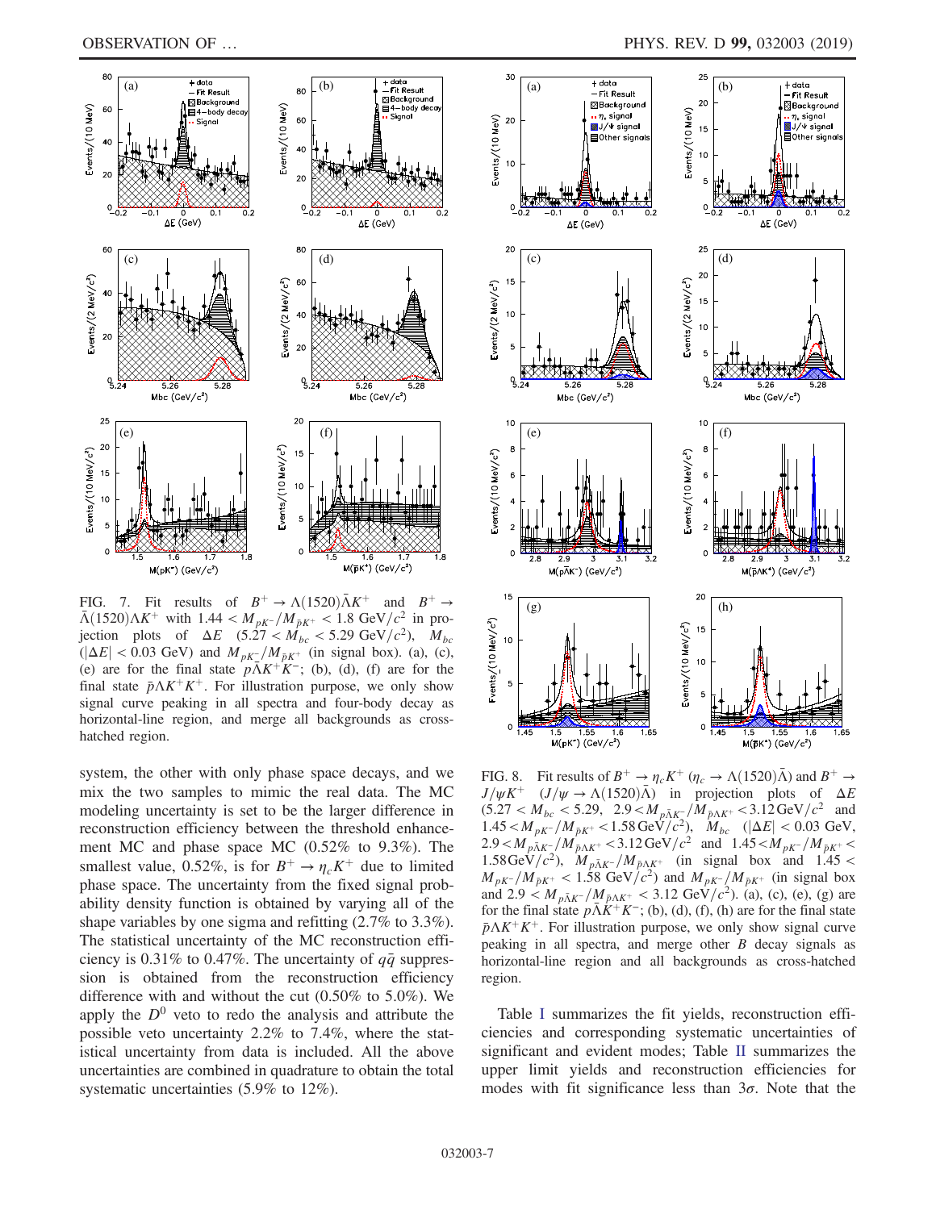FIG. 7. Fit results of $B^+ \to \Lambda(1520)\bar{\Lambda}K^+$ and $B^+ \to \bar{\Lambda}(1520)\Lambda K^+$ with $1.44 < M_{pK^-}/M_{\bar{p}K^+} < 1.8\ \mathrm{GeV}/c^2$ in projection plots of $\Delta E$ ($5.27 < M_{bc} < 5.29\ \mathrm{GeV}/c^2$), $M_{bc}$ ($|\Delta E| < 0.03$ GeV) and $M_{pK^-}/M_{\bar{p}K^+}$ (in signal box). (a), (c), (e) are for the final state $p\bar{\Lambda}K^+K^-$; (b), (d), (f) are for the final state $\bar{p}\Lambda K^+K^+$. For illustration purpose, we only show signal curve peaking in all spectra and four-body decay as horizontal-line region, and merge all backgrounds as cross-hatched region.

system, the other with only phase space decays, and we mix the two samples to mimic the real data. The MC modeling uncertainty is set to be the larger difference in reconstruction efficiency between the threshold enhancement MC and phase space MC (0.52% to 9.3%). The smallest value, 0.52%, is for $B^+ \to \eta_c K^+$ due to limited phase space. The uncertainty from the fixed signal probability density function is obtained by varying all of the shape variables by one sigma and refitting (2.7% to 3.3%). The statistical uncertainty of the MC reconstruction efficiency is 0.31% to 0.47%. The uncertainty of $q\bar{q}$ suppression is obtained from the reconstruction efficiency difference with and without the cut (0.50% to 5.0%). We apply the $D^0$ veto to redo the analysis and attribute the possible veto uncertainty 2.2% to 7.4%, where the statistical uncertainty from data is included. All the above uncertainties are combined in quadrature to obtain the total systematic uncertainties (5.9% to 12%).

FIG. 8. Fit results of $B^+ \to \eta_c K^+$ ($\eta_c \to \Lambda(1520)\bar{\Lambda}$) and $B^+ \to J/\psi K^+$ ($J/\psi \to \Lambda(1520)\bar{\Lambda}$) in projection plots of $\Delta E$ ($5.27 < M_{bc} < 5.29$, $2.9 < M_{p\bar{\Lambda}K^-}/M_{\bar{p}\Lambda K^+} < 3.12\ \mathrm{GeV}/c^2$ and $1.45 < M_{pK^-}/M_{\bar{p}K^+} < 1.58\ \mathrm{GeV}/c^2$), $M_{bc}$ ($|\Delta E| < 0.03$ GeV, $2.9 < M_{p\bar{\Lambda}K^-}/M_{\bar{p}\Lambda K^+} < 3.12\ \mathrm{GeV}/c^2$ and $1.45 < M_{pK^-}/M_{\bar{p}K^+} < 1.58\ \mathrm{GeV}/c^2$), $M_{p\bar{\Lambda}K^-}/M_{\bar{p}\Lambda K^+}$ (in signal box and $1.45 < M_{pK^-}/M_{\bar{p}K^+} < 1.58\ \mathrm{GeV}/c^2$) and $M_{pK^-}/M_{\bar{p}K^+}$ (in signal box and $2.9 < M_{p\bar{\Lambda}K^-}/M_{\bar{p}\Lambda K^+} < 3.12\ \mathrm{GeV}/c^2$). (a), (c), (e), (g) are for the final state $p\bar{\Lambda}K^+K^-$; (b), (d), (f), (h) are for the final state $\bar{p}\Lambda K^+K^+$. For illustration purpose, we only show signal curve peaking in all spectra, and merge other $B$ decay signals as horizontal-line region and all backgrounds as cross-hatched region.

Table I summarizes the fit yields, reconstruction efficiencies and corresponding systematic uncertainties of significant and evident modes; Table II summarizes the upper limit yields and reconstruction efficiencies for modes with fit significance less than $3\sigma$. Note that the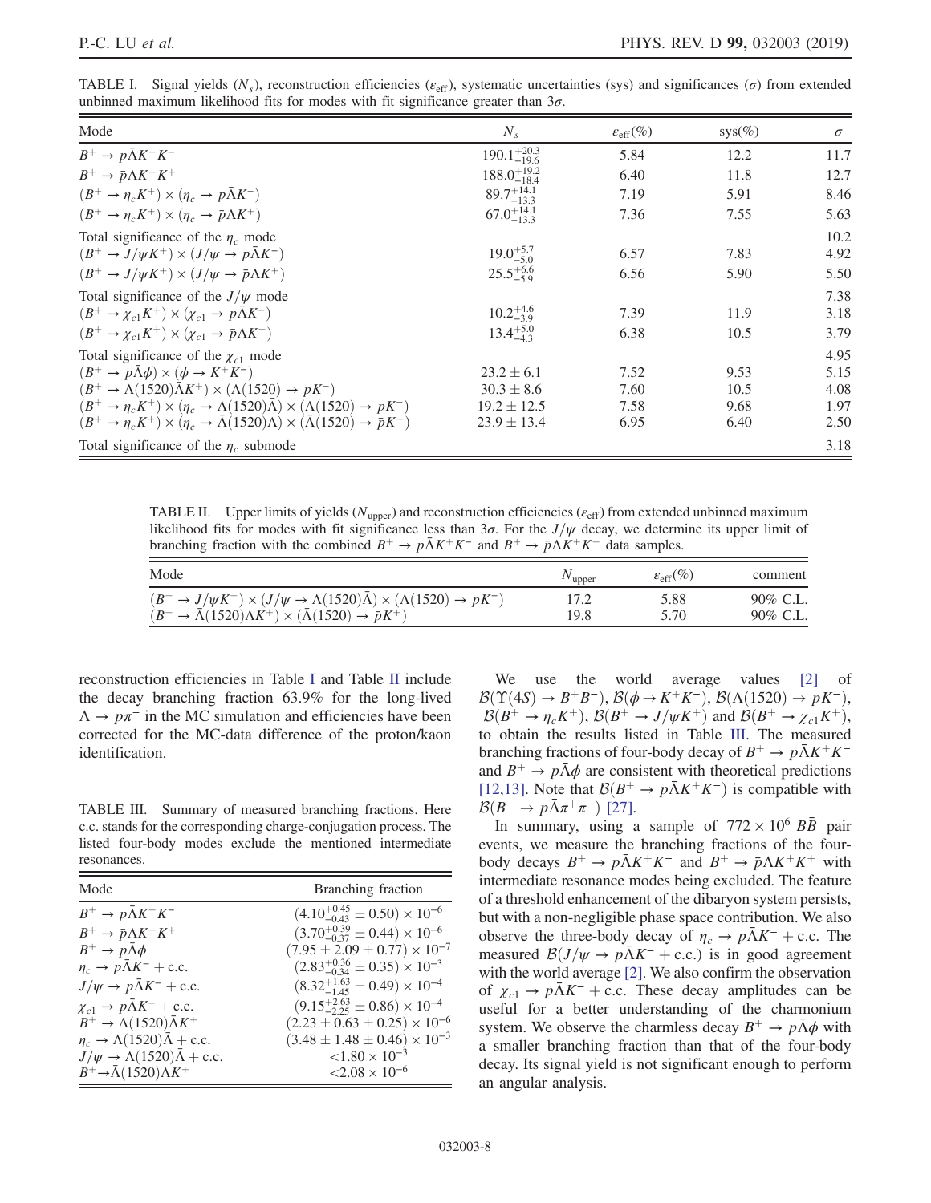TABLE I. Signal yields ($N_s$), reconstruction efficiencies ($\varepsilon_{\rm eff}$), systematic uncertainties (sys) and significances ($\sigma$) from extended unbinned maximum likelihood fits for modes with fit significance greater than $3\sigma$.

| Mode | $N_s$ | $\varepsilon_{\rm eff}(\%)$ | sys(%) | $\sigma$ |
|---|---|---|---|---|
| $B^+ \to p\bar{\Lambda}K^+K^-$ | $190.1^{+20.3}_{-19.6}$ | 5.84 | 12.2 | 11.7 |
| $B^+ \to \bar{p}\Lambda K^+K^+$ | $188.0^{+19.2}_{-18.4}$ | 6.40 | 11.8 | 12.7 |
| $(B^+ \to \eta_c K^+) \times (\eta_c \to p\bar{\Lambda}K^-)$ | $89.7^{+14.1}_{-13.3}$ | 7.19 | 5.91 | 8.46 |
| $(B^+ \to \eta_c K^+) \times (\eta_c \to \bar{p}\Lambda K^+)$ | $67.0^{+14.1}_{-13.3}$ | 7.36 | 7.55 | 5.63 |
| Total significance of the $\eta_c$ mode | | | | 10.2 |
| $(B^+ \to J/\psi K^+) \times (J/\psi \to p\bar{\Lambda}K^-)$ | $19.0^{+5.7}_{-5.0}$ | 6.57 | 7.83 | 4.92 |
| $(B^+ \to J/\psi K^+) \times (J/\psi \to \bar{p}\Lambda K^+)$ | $25.5^{+6.6}_{-5.9}$ | 6.56 | 5.90 | 5.50 |
| Total significance of the $J/\psi$ mode | | | | 7.38 |
| $(B^+ \to \chi_{c1} K^+) \times (\chi_{c1} \to p\bar{\Lambda}K^-)$ | $10.2^{+4.6}_{-3.9}$ | 7.39 | 11.9 | 3.18 |
| $(B^+ \to \chi_{c1} K^+) \times (\chi_{c1} \to \bar{p}\Lambda K^+)$ | $13.4^{+5.0}_{-4.3}$ | 6.38 | 10.5 | 3.79 |
| Total significance of the $\chi_{c1}$ mode | | | | 4.95 |
| $(B^+ \to p\bar{\Lambda}\phi) \times (\phi \to K^+K^-)$ | $23.2 \pm 6.1$ | 7.52 | 9.53 | 5.15 |
| $(B^+ \to \Lambda(1520)\bar{\Lambda}K^+) \times (\Lambda(1520) \to pK^-)$ | $30.3 \pm 8.6$ | 7.60 | 10.5 | 4.08 |
| $(B^+ \to \eta_c K^+) \times (\eta_c \to \Lambda(1520)\bar{\Lambda}) \times (\Lambda(1520) \to pK^-)$ | $19.2 \pm 12.5$ | 7.58 | 9.68 | 1.97 |
| $(B^+ \to \eta_c K^+) \times (\eta_c \to \bar{\Lambda}(1520)\Lambda) \times (\bar{\Lambda}(1520) \to \bar{p}K^+)$ | $23.9 \pm 13.4$ | 6.95 | 6.40 | 2.50 |
| Total significance of the $\eta_c$ submode | | | | 3.18 |

TABLE II. Upper limits of yields ($N_{\rm upper}$) and reconstruction efficiencies ($\varepsilon_{\rm eff}$) from extended unbinned maximum likelihood fits for modes with fit significance less than $3\sigma$. For the $J/\psi$ decay, we determine its upper limit of branching fraction with the combined $B^+ \to p\bar{\Lambda}K^+K^-$ and $B^+ \to \bar{p}\Lambda K^+K^+$ data samples.

| Mode | $N_{\rm upper}$ | $\varepsilon_{\rm eff}(\%)$ | comment |
|---|---|---|---|
| $(B^+ \to J/\psi K^+) \times (J/\psi \to \Lambda(1520)\bar{\Lambda}) \times (\Lambda(1520) \to pK^-)$ | 17.2 | 5.88 | 90% C.L. |
| $(B^+ \to \bar{\Lambda}(1520)\Lambda K^+) \times (\bar{\Lambda}(1520) \to \bar{p}K^+)$ | 19.8 | 5.70 | 90% C.L. |

reconstruction efficiencies in Table I and Table II include the decay branching fraction 63.9% for the long-lived $\Lambda \to p\pi^-$ in the MC simulation and efficiencies have been corrected for the MC-data difference of the proton/kaon identification.

TABLE III. Summary of measured branching fractions. Here c.c. stands for the corresponding charge-conjugation process. The listed four-body modes exclude the mentioned intermediate resonances.

| Mode | Branching fraction |
|---|---|
| $B^+ \to p\bar{\Lambda}K^+K^-$ | $(4.10^{+0.45}_{-0.43} \pm 0.50) \times 10^{-6}$ |
| $B^+ \to \bar{p}\Lambda K^+K^+$ | $(3.70^{+0.39}_{-0.37} \pm 0.44) \times 10^{-6}$ |
| $B^+ \to p\bar{\Lambda}\phi$ | $(7.95 \pm 2.09 \pm 0.77) \times 10^{-7}$ |
| $\eta_c \to p\bar{\Lambda}K^- + {\rm c.c.}$ | $(2.83^{+0.36}_{-0.34} \pm 0.35) \times 10^{-3}$ |
| $J/\psi \to p\bar{\Lambda}K^- + {\rm c.c.}$ | $(8.32^{+1.63}_{-1.45} \pm 0.49) \times 10^{-4}$ |
| $\chi_{c1} \to p\bar{\Lambda}K^- + {\rm c.c.}$ | $(9.15^{+2.63}_{-2.25} \pm 0.86) \times 10^{-4}$ |
| $B^+ \to \Lambda(1520)\bar{\Lambda}K^+$ | $(2.23 \pm 0.63 \pm 0.25) \times 10^{-6}$ |
| $\eta_c \to \Lambda(1520)\bar{\Lambda} + {\rm c.c.}$ | $(3.48 \pm 1.48 \pm 0.46) \times 10^{-3}$ |
| $J/\psi \to \Lambda(1520)\bar{\Lambda} + {\rm c.c.}$ | $< 1.80 \times 10^{-3}$ |
| $B^+ \to \bar{\Lambda}(1520)\Lambda K^+$ | $< 2.08 \times 10^{-6}$ |

We use the world average values [2] of $\mathcal{B}(\Upsilon(4S) \to B^+B^-)$, $\mathcal{B}(\phi \to K^+K^-)$, $\mathcal{B}(\Lambda(1520) \to pK^-)$, $\mathcal{B}(B^+ \to \eta_c K^+)$, $\mathcal{B}(B^+ \to J/\psi K^+)$ and $\mathcal{B}(B^+ \to \chi_{c1} K^+)$, to obtain the results listed in Table III. The measured branching fractions of four-body decay of $B^+ \to p\bar{\Lambda}K^+K^-$ and $B^+ \to p\bar{\Lambda}\phi$ are consistent with theoretical predictions [12,13]. Note that $\mathcal{B}(B^+ \to p\bar{\Lambda}K^+K^-)$ is compatible with $\mathcal{B}(B^+ \to p\bar{\Lambda}\pi^+\pi^-)$ [27].

In summary, using a sample of $772 \times 10^6$ $B\bar{B}$ pair events, we measure the branching fractions of the four-body decays $B^+ \to p\bar{\Lambda}K^+K^-$ and $B^+ \to \bar{p}\Lambda K^+K^+$ with intermediate resonance modes being excluded. The feature of a threshold enhancement of the dibaryon system persists, but with a non-negligible phase space contribution. We also observe the three-body decay of $\eta_c \to p\bar{\Lambda}K^- + {\rm c.c.}$ The measured $\mathcal{B}(J/\psi \to p\bar{\Lambda}K^- + {\rm c.c.})$ is in good agreement with the world average [2]. We also confirm the observation of $\chi_{c1} \to p\bar{\Lambda}K^- + {\rm c.c.}$ These decay amplitudes can be useful for a better understanding of the charmonium system. We observe the charmless decay $B^+ \to p\bar{\Lambda}\phi$ with a smaller branching fraction than that of the four-body decay. Its signal yield is not significant enough to perform an angular analysis.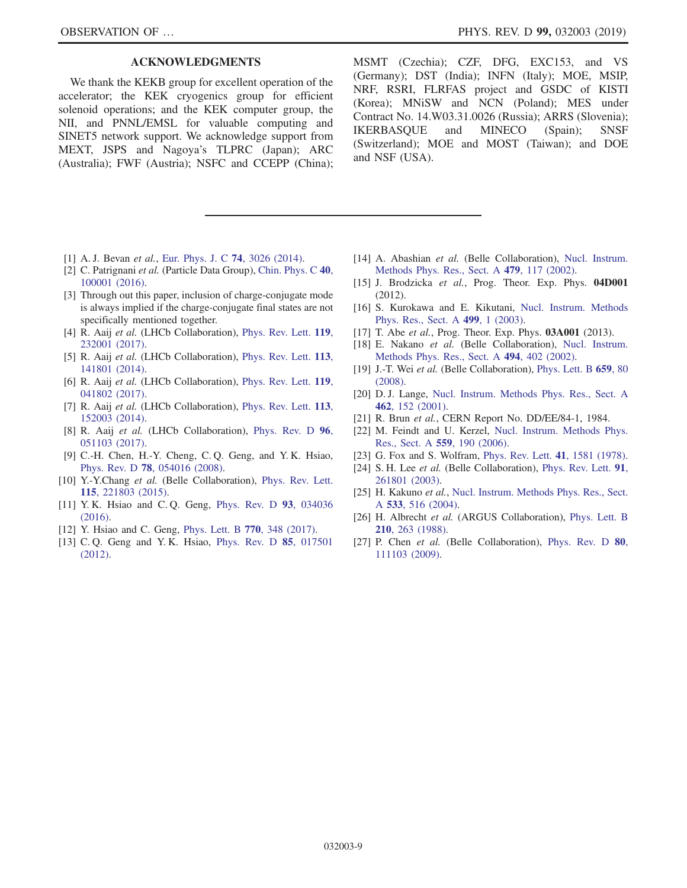## ACKNOWLEDGMENTS

We thank the KEKB group for excellent operation of the accelerator; the KEK cryogenics group for efficient solenoid operations; and the KEK computer group, the NII, and PNNL/EMSL for valuable computing and SINET5 network support. We acknowledge support from MEXT, JSPS and Nagoya's TLPRC (Japan); ARC (Australia); FWF (Austria); NSFC and CCEPP (China); MSMT (Czechia); CZF, DFG, EXC153, and VS (Germany); DST (India); INFN (Italy); MOE, MSIP, NRF, RSRI, FLRFAS project and GSDC of KISTI (Korea); MNiSW and NCN (Poland); MES under Contract No. 14.W03.31.0026 (Russia); ARRS (Slovenia); IKERBASQUE and MINECO (Spain); SNSF (Switzerland); MOE and MOST (Taiwan); and DOE and NSF (USA).

---

[1] A. J. Bevan *et al.*, Eur. Phys. J. C **74**, 3026 (2014).

[2] C. Patrignani *et al.* (Particle Data Group), Chin. Phys. C **40**, 100001 (2016).

[3] Through out this paper, inclusion of charge-conjugate mode is always implied if the charge-conjugate final states are not specifically mentioned together.

[4] R. Aaij *et al.* (LHCb Collaboration), Phys. Rev. Lett. **119**, 232001 (2017).

[5] R. Aaij *et al.* (LHCb Collaboration), Phys. Rev. Lett. **113**, 141801 (2014).

[6] R. Aaij *et al.* (LHCb Collaboration), Phys. Rev. Lett. **119**, 041802 (2017).

[7] R. Aaij *et al.* (LHCb Collaboration), Phys. Rev. Lett. **113**, 152003 (2014).

[8] R. Aaij *et al.* (LHCb Collaboration), Phys. Rev. D **96**, 051103 (2017).

[9] C.-H. Chen, H.-Y. Cheng, C. Q. Geng, and Y. K. Hsiao, Phys. Rev. D **78**, 054016 (2008).

[10] Y.-Y.Chang *et al.* (Belle Collaboration), Phys. Rev. Lett. **115**, 221803 (2015).

[11] Y. K. Hsiao and C. Q. Geng, Phys. Rev. D **93**, 034036 (2016).

[12] Y. Hsiao and C. Geng, Phys. Lett. B **770**, 348 (2017).

[13] C. Q. Geng and Y. K. Hsiao, Phys. Rev. D **85**, 017501 (2012).

[14] A. Abashian *et al.* (Belle Collaboration), Nucl. Instrum. Methods Phys. Res., Sect. A **479**, 117 (2002).

[15] J. Brodzicka *et al.*, Prog. Theor. Exp. Phys. **04D001** (2012).

[16] S. Kurokawa and E. Kikutani, Nucl. Instrum. Methods Phys. Res., Sect. A **499**, 1 (2003).

[17] T. Abe *et al.*, Prog. Theor. Exp. Phys. **03A001** (2013).

[18] E. Nakano *et al.* (Belle Collaboration), Nucl. Instrum. Methods Phys. Res., Sect. A **494**, 402 (2002).

[19] J.-T. Wei *et al.* (Belle Collaboration), Phys. Lett. B **659**, 80 (2008).

[20] D. J. Lange, Nucl. Instrum. Methods Phys. Res., Sect. A **462**, 152 (2001).

[21] R. Brun *et al.*, CERN Report No. DD/EE/84-1, 1984.

[22] M. Feindt and U. Kerzel, Nucl. Instrum. Methods Phys. Res., Sect. A **559**, 190 (2006).

[23] G. Fox and S. Wolfram, Phys. Rev. Lett. **41**, 1581 (1978).

[24] S. H. Lee *et al.* (Belle Collaboration), Phys. Rev. Lett. **91**, 261801 (2003).

[25] H. Kakuno *et al.*, Nucl. Instrum. Methods Phys. Res., Sect. A **533**, 516 (2004).

[26] H. Albrecht *et al.* (ARGUS Collaboration), Phys. Lett. B **210**, 263 (1988).

[27] P. Chen *et al.* (Belle Collaboration), Phys. Rev. D **80**, 111103 (2009).